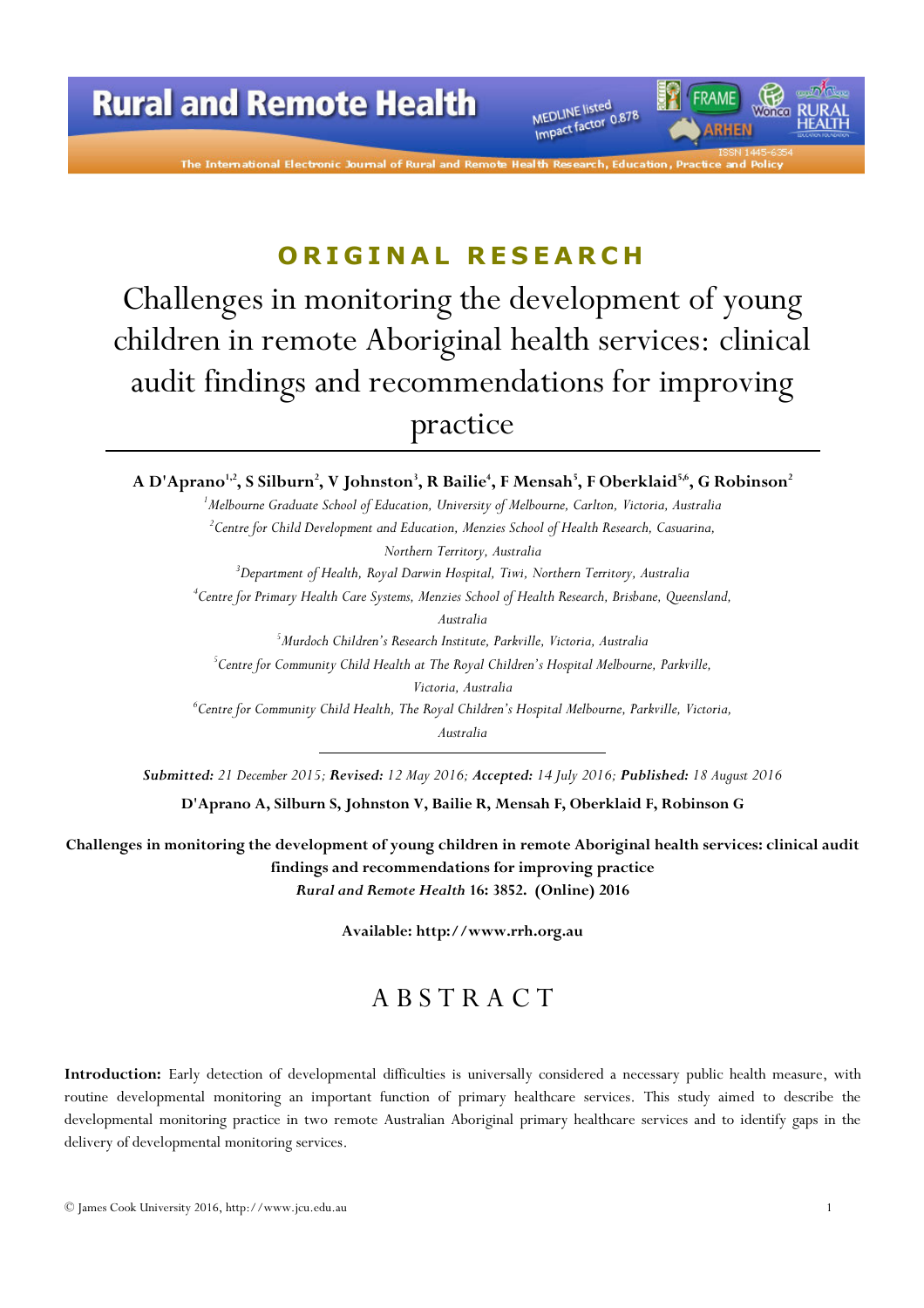## ORIGINAL RESEARCH

# Challenges in monitoring the development of young children in remote Aboriginal health services: clinical audit findings and recommendations for improving practice

**A D'Aprano[1,2], S Silburn[2], V Johnston[3], R Bailie[4], F Mensah[5], F Oberklaid[5,6], G Robinson[2]**

[1]*Melbourne Graduate School of Education, University of Melbourne, Carlton, Victoria, Australia*

[2]*Centre for Child Development and Education, Menzies School of Health Research, Casuarina, Northern Territory, Australia*

[3]*Department of Health, Royal Darwin Hospital, Tiwi, Northern Territory, Australia*

[4]*Centre for Primary Health Care Systems, Menzies School of Health Research, Brisbane, Queensland, Australia*

[5]*Murdoch Children's Research Institute, Parkville, Victoria, Australia*

[5]*Centre for Community Child Health at The Royal Children's Hospital Melbourne, Parkville, Victoria, Australia*

[6]*Centre for Community Child Health, The Royal Children's Hospital Melbourne, Parkville, Victoria, Australia*

***Submitted:*** *21 December 2015;* ***Revised:*** *12 May 2016;* ***Accepted:*** *14 July 2016;* ***Published:*** *18 August 2016*

**D'Aprano A, Silburn S, Johnston V, Bailie R, Mensah F, Oberklaid F, Robinson G**

**Challenges in monitoring the development of young children in remote Aboriginal health services: clinical audit findings and recommendations for improving practice**
***Rural and Remote Health*** **16: 3852. (Online) 2016**

**Available: http://www.rrh.org.au**

## ABSTRACT

**Introduction:** Early detection of developmental difficulties is universally considered a necessary public health measure, with routine developmental monitoring an important function of primary healthcare services. This study aimed to describe the developmental monitoring practice in two remote Australian Aboriginal primary healthcare services and to identify gaps in the delivery of developmental monitoring services.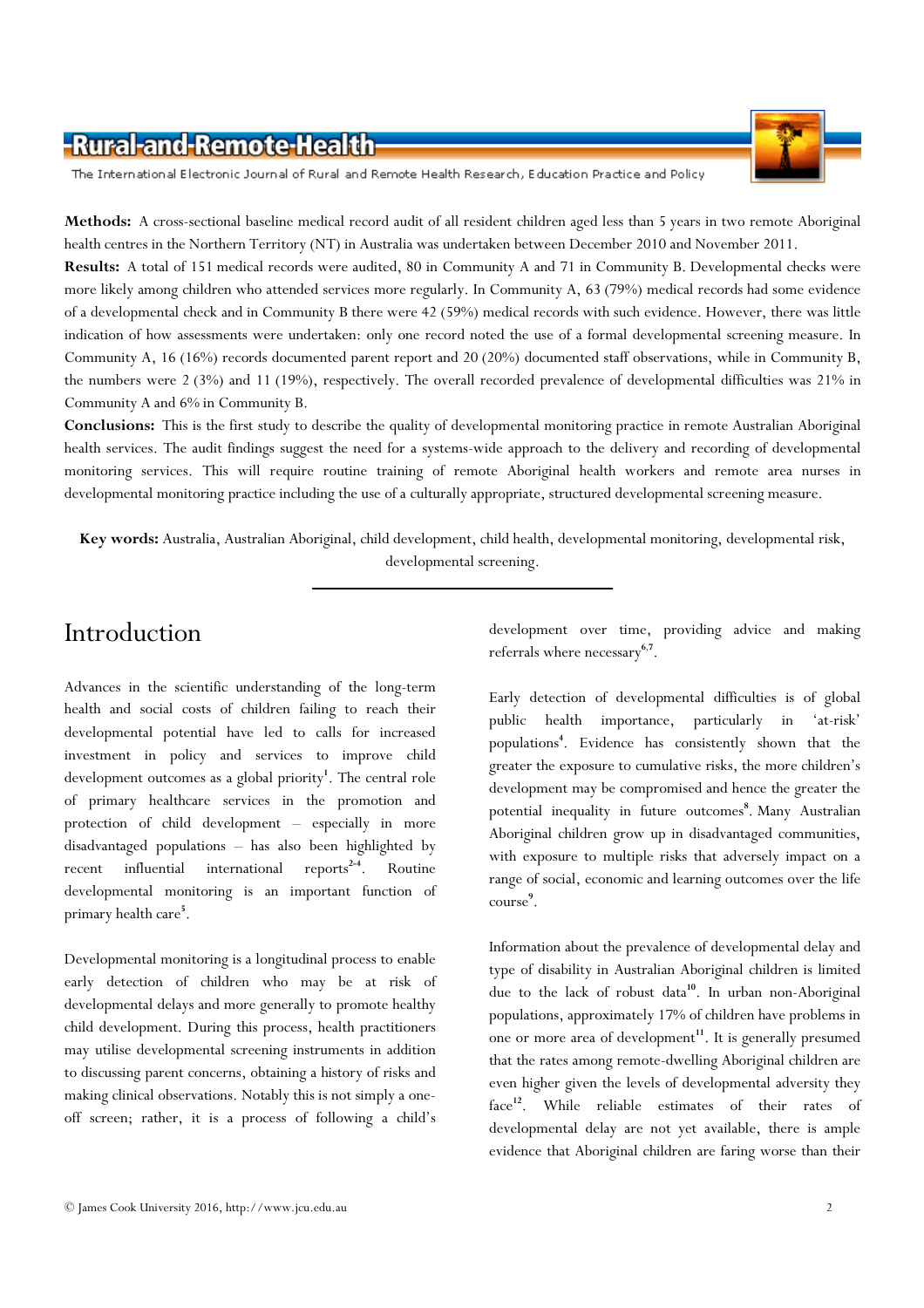**Methods:** A cross-sectional baseline medical record audit of all resident children aged less than 5 years in two remote Aboriginal health centres in the Northern Territory (NT) in Australia was undertaken between December 2010 and November 2011.

**Results:** A total of 151 medical records were audited, 80 in Community A and 71 in Community B. Developmental checks were more likely among children who attended services more regularly. In Community A, 63 (79%) medical records had some evidence of a developmental check and in Community B there were 42 (59%) medical records with such evidence. However, there was little indication of how assessments were undertaken: only one record noted the use of a formal developmental screening measure. In Community A, 16 (16%) records documented parent report and 20 (20%) documented staff observations, while in Community B, the numbers were 2 (3%) and 11 (19%), respectively. The overall recorded prevalence of developmental difficulties was 21% in Community A and 6% in Community B.

**Conclusions:** This is the first study to describe the quality of developmental monitoring practice in remote Australian Aboriginal health services. The audit findings suggest the need for a systems-wide approach to the delivery and recording of developmental monitoring services. This will require routine training of remote Aboriginal health workers and remote area nurses in developmental monitoring practice including the use of a culturally appropriate, structured developmental screening measure.

**Key words:** Australia, Australian Aboriginal, child development, child health, developmental monitoring, developmental risk, developmental screening.

## Introduction

Advances in the scientific understanding of the long-term health and social costs of children failing to reach their developmental potential have led to calls for increased investment in policy and services to improve child development outcomes as a global priority[1]. The central role of primary healthcare services in the promotion and protection of child development – especially in more disadvantaged populations – has also been highlighted by recent influential international reports[2-4]. Routine developmental monitoring is an important function of primary health care[5].

Developmental monitoring is a longitudinal process to enable early detection of children who may be at risk of developmental delays and more generally to promote healthy child development. During this process, health practitioners may utilise developmental screening instruments in addition to discussing parent concerns, obtaining a history of risks and making clinical observations. Notably this is not simply a one-off screen; rather, it is a process of following a child's development over time, providing advice and making referrals where necessary[6,7].

Early detection of developmental difficulties is of global public health importance, particularly in 'at-risk' populations[4]. Evidence has consistently shown that the greater the exposure to cumulative risks, the more children's development may be compromised and hence the greater the potential inequality in future outcomes[8]. Many Australian Aboriginal children grow up in disadvantaged communities, with exposure to multiple risks that adversely impact on a range of social, economic and learning outcomes over the life course[9].

Information about the prevalence of developmental delay and type of disability in Australian Aboriginal children is limited due to the lack of robust data[10]. In urban non-Aboriginal populations, approximately 17% of children have problems in one or more area of development[11]. It is generally presumed that the rates among remote-dwelling Aboriginal children are even higher given the levels of developmental adversity they face[12]. While reliable estimates of their rates of developmental delay are not yet available, there is ample evidence that Aboriginal children are faring worse than their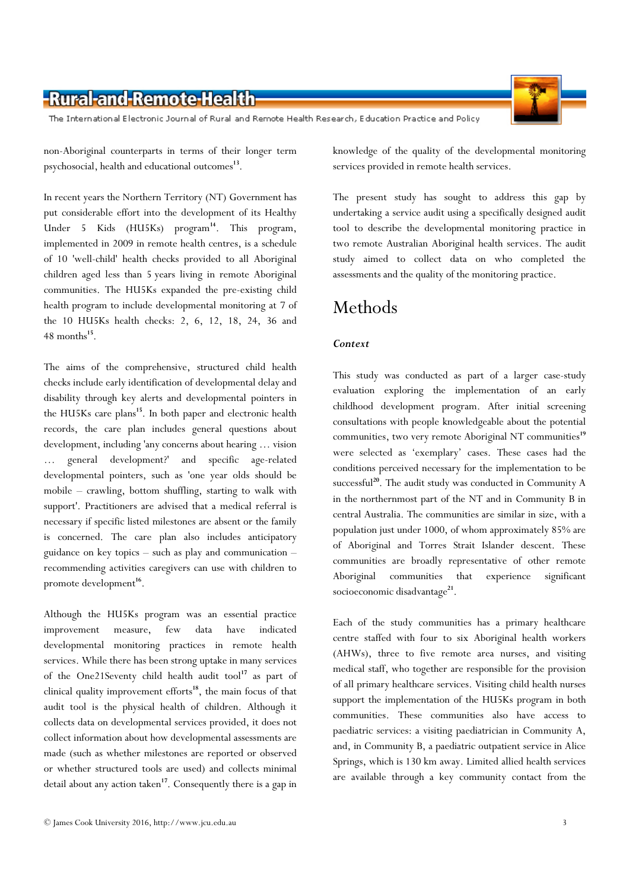non-Aboriginal counterparts in terms of their longer term psychosocial, health and educational outcomes[13].

In recent years the Northern Territory (NT) Government has put considerable effort into the development of its Healthy Under 5 Kids (HU5Ks) program[14]. This program, implemented in 2009 in remote health centres, is a schedule of 10 'well-child' health checks provided to all Aboriginal children aged less than 5 years living in remote Aboriginal communities. The HU5Ks expanded the pre-existing child health program to include developmental monitoring at 7 of the 10 HU5Ks health checks: 2, 6, 12, 18, 24, 36 and 48 months[15].

The aims of the comprehensive, structured child health checks include early identification of developmental delay and disability through key alerts and developmental pointers in the HU5Ks care plans[15]. In both paper and electronic health records, the care plan includes general questions about development, including 'any concerns about hearing … vision … general development?' and specific age-related developmental pointers, such as 'one year olds should be mobile – crawling, bottom shuffling, starting to walk with support'. Practitioners are advised that a medical referral is necessary if specific listed milestones are absent or the family is concerned. The care plan also includes anticipatory guidance on key topics – such as play and communication – recommending activities caregivers can use with children to promote development[16].

Although the HU5Ks program was an essential practice improvement measure, few data have indicated developmental monitoring practices in remote health services. While there has been strong uptake in many services of the One21Seventy child health audit tool[17] as part of clinical quality improvement efforts[18], the main focus of that audit tool is the physical health of children. Although it collects data on developmental services provided, it does not collect information about how developmental assessments are made (such as whether milestones are reported or observed or whether structured tools are used) and collects minimal detail about any action taken[17]. Consequently there is a gap in knowledge of the quality of the developmental monitoring services provided in remote health services.

The present study has sought to address this gap by undertaking a service audit using a specifically designed audit tool to describe the developmental monitoring practice in two remote Australian Aboriginal health services. The audit study aimed to collect data on who completed the assessments and the quality of the monitoring practice.

# Methods

### *Context*

This study was conducted as part of a larger case-study evaluation exploring the implementation of an early childhood development program. After initial screening consultations with people knowledgeable about the potential communities, two very remote Aboriginal NT communities[19] were selected as 'exemplary' cases. These cases had the conditions perceived necessary for the implementation to be successful[20]. The audit study was conducted in Community A in the northernmost part of the NT and in Community B in central Australia. The communities are similar in size, with a population just under 1000, of whom approximately 85% are of Aboriginal and Torres Strait Islander descent. These communities are broadly representative of other remote Aboriginal communities that experience significant socioeconomic disadvantage[21].

Each of the study communities has a primary healthcare centre staffed with four to six Aboriginal health workers (AHWs), three to five remote area nurses, and visiting medical staff, who together are responsible for the provision of all primary healthcare services. Visiting child health nurses support the implementation of the HU5Ks program in both communities. These communities also have access to paediatric services: a visiting paediatrician in Community A, and, in Community B, a paediatric outpatient service in Alice Springs, which is 130 km away. Limited allied health services are available through a key community contact from the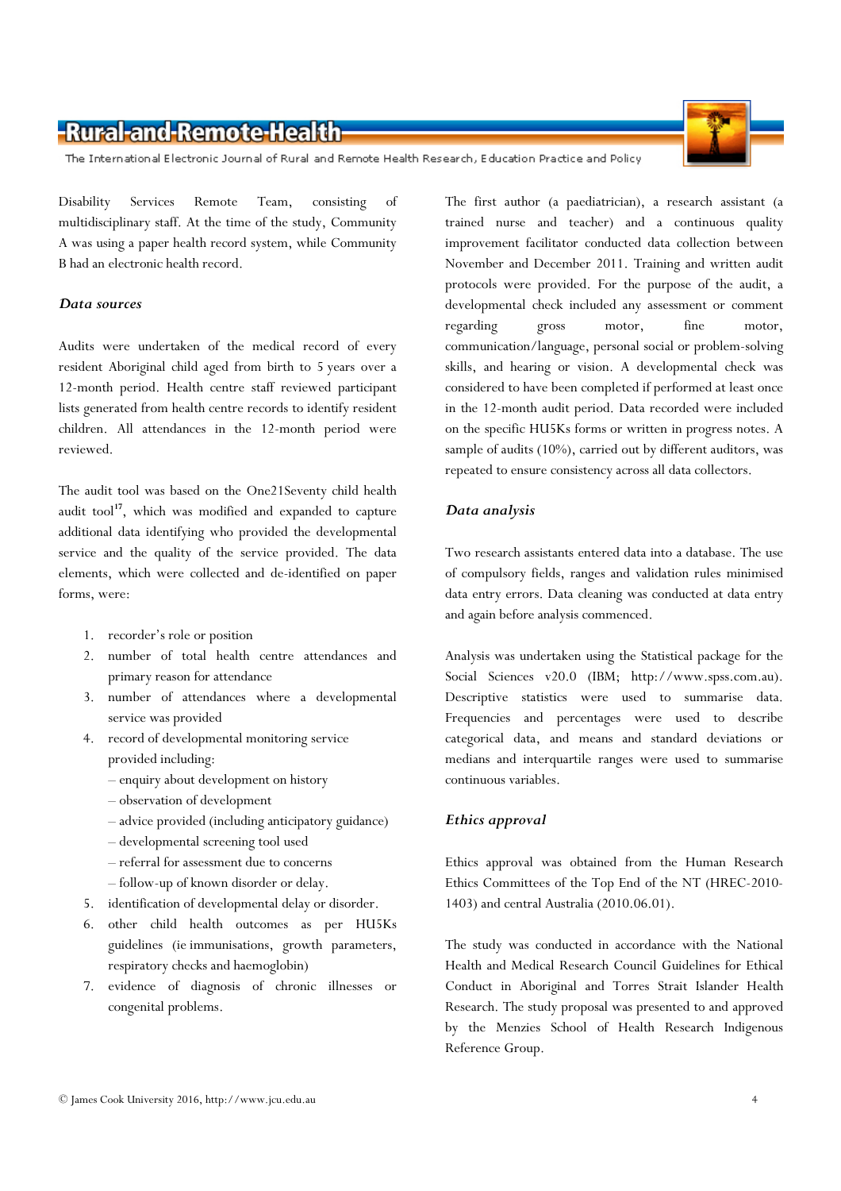Disability Services Remote Team, consisting of multidisciplinary staff. At the time of the study, Community A was using a paper health record system, while Community B had an electronic health record.

### *Data sources*

Audits were undertaken of the medical record of every resident Aboriginal child aged from birth to 5 years over a 12-month period. Health centre staff reviewed participant lists generated from health centre records to identify resident children. All attendances in the 12-month period were reviewed.

The audit tool was based on the One21Seventy child health audit tool[17], which was modified and expanded to capture additional data identifying who provided the developmental service and the quality of the service provided. The data elements, which were collected and de-identified on paper forms, were:

1. recorder's role or position
2. number of total health centre attendances and primary reason for attendance
3. number of attendances where a developmental service was provided
4. record of developmental monitoring service provided including:
   – enquiry about development on history
   – observation of development
   – advice provided (including anticipatory guidance)
   – developmental screening tool used
   – referral for assessment due to concerns
   – follow-up of known disorder or delay.
5. identification of developmental delay or disorder.
6. other child health outcomes as per HU5Ks guidelines (ie immunisations, growth parameters, respiratory checks and haemoglobin)
7. evidence of diagnosis of chronic illnesses or congenital problems.

The first author (a paediatrician), a research assistant (a trained nurse and teacher) and a continuous quality improvement facilitator conducted data collection between November and December 2011. Training and written audit protocols were provided. For the purpose of the audit, a developmental check included any assessment or comment regarding gross motor, fine motor, communication/language, personal social or problem-solving skills, and hearing or vision. A developmental check was considered to have been completed if performed at least once in the 12-month audit period. Data recorded were included on the specific HU5Ks forms or written in progress notes. A sample of audits (10%), carried out by different auditors, was repeated to ensure consistency across all data collectors.

### *Data analysis*

Two research assistants entered data into a database. The use of compulsory fields, ranges and validation rules minimised data entry errors. Data cleaning was conducted at data entry and again before analysis commenced.

Analysis was undertaken using the Statistical package for the Social Sciences v20.0 (IBM; http://www.spss.com.au). Descriptive statistics were used to summarise data. Frequencies and percentages were used to describe categorical data, and means and standard deviations or medians and interquartile ranges were used to summarise continuous variables.

### *Ethics approval*

Ethics approval was obtained from the Human Research Ethics Committees of the Top End of the NT (HREC-2010-1403) and central Australia (2010.06.01).

The study was conducted in accordance with the National Health and Medical Research Council Guidelines for Ethical Conduct in Aboriginal and Torres Strait Islander Health Research. The study proposal was presented to and approved by the Menzies School of Health Research Indigenous Reference Group.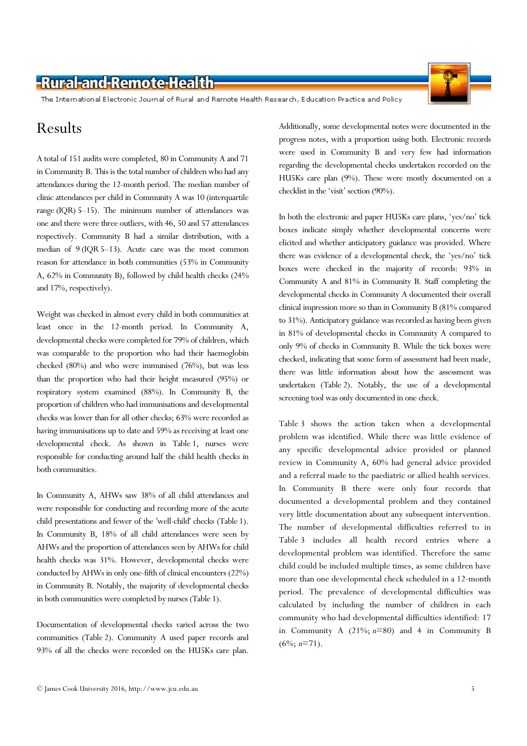# Results

A total of 151 audits were completed, 80 in Community A and 71 in Community B. This is the total number of children who had any attendances during the 12-month period. The median number of clinic attendances per child in Community A was 10 (interquartile range (IQR) 5–15). The minimum number of attendances was one and there were three outliers, with 46, 50 and 57 attendances respectively. Community B had a similar distribution, with a median of 9 (IQR 5–13). Acute care was the most common reason for attendance in both communities (53% in Community A, 62% in Community B), followed by child health checks (24% and 17%, respectively).

Weight was checked in almost every child in both communities at least once in the 12-month period. In Community A, developmental checks were completed for 79% of children, which was comparable to the proportion who had their haemoglobin checked (80%) and who were immunised (76%), but was less than the proportion who had their height measured (95%) or respiratory system examined (88%). In Community B, the proportion of children who had immunisations and developmental checks was lower than for all other checks; 63% were recorded as having immunisations up to date and 59% as receiving at least one developmental check. As shown in Table 1, nurses were responsible for conducting around half the child health checks in both communities.

In Community A, AHWs saw 38% of all child attendances and were responsible for conducting and recording more of the acute child presentations and fewer of the 'well-child' checks (Table 1). In Community B, 18% of all child attendances were seen by AHWs and the proportion of attendances seen by AHWs for child health checks was 31%. However, developmental checks were conducted by AHWs in only one-fifth of clinical encounters (22%) in Community B. Notably, the majority of developmental checks in both communities were completed by nurses (Table 1).

Documentation of developmental checks varied across the two communities (Table 2). Community A used paper records and 93% of all the checks were recorded on the HU5Ks care plan. Additionally, some developmental notes were documented in the progress notes, with a proportion using both. Electronic records were used in Community B and very few had information regarding the developmental checks undertaken recorded on the HU5Ks care plan (9%). These were mostly documented on a checklist in the 'visit' section (90%).

In both the electronic and paper HU5Ks care plans, 'yes/no' tick boxes indicate simply whether developmental concerns were elicited and whether anticipatory guidance was provided. Where there was evidence of a developmental check, the 'yes/no' tick boxes were checked in the majority of records: 93% in Community A and 81% in Community B. Staff completing the developmental checks in Community A documented their overall clinical impression more so than in Community B (81% compared to 31%). Anticipatory guidance was recorded as having been given in 81% of developmental checks in Community A compared to only 9% of checks in Community B. While the tick boxes were checked, indicating that some form of assessment had been made, there was little information about how the assessment was undertaken (Table 2). Notably, the use of a developmental screening tool was only documented in one check.

Table 3 shows the action taken when a developmental problem was identified. While there was little evidence of any specific developmental advice provided or planned review in Community A, 60% had general advice provided and a referral made to the paediatric or allied health services. In Community B there were only four records that documented a developmental problem and they contained very little documentation about any subsequent intervention. The number of developmental difficulties referred to in Table 3 includes all health record entries where a developmental problem was identified. Therefore the same child could be included multiple times, as some children have more than one developmental check scheduled in a 12-month period. The prevalence of developmental difficulties was calculated by including the number of children in each community who had developmental difficulties identified: 17 in Community A (21%; $n$=80) and 4 in Community B (6%; $n$=71).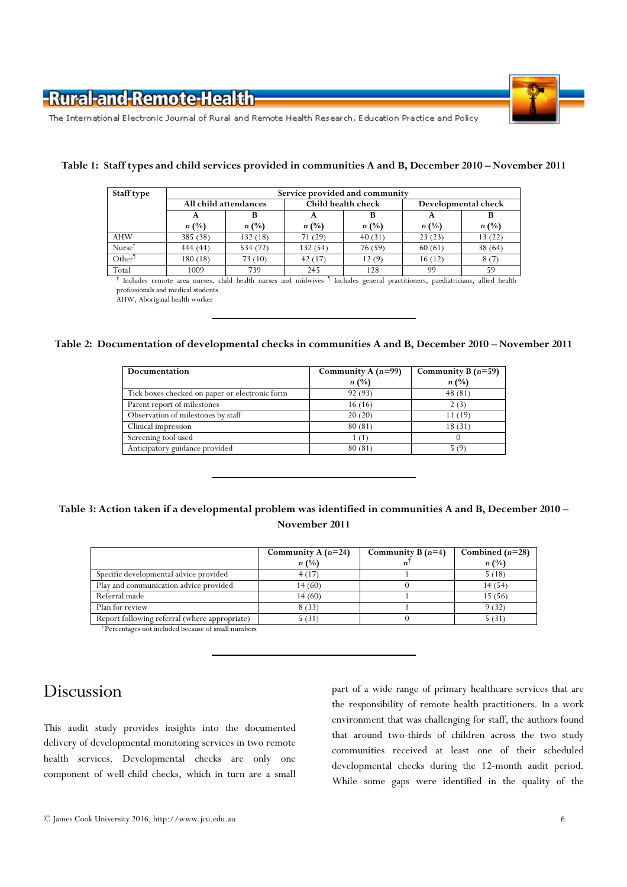**Table 1: Staff types and child services provided in communities A and B, December 2010 – November 2011**

| Staff type | Service provided and community | | | | | |
|---|---|---|---|---|---|---|
| | All child attendances | | Child health check | | Developmental check | |
| | A | B | A | B | A | B |
| | *n* (%) | *n* (%) | *n* (%) | *n* (%) | *n* (%) | *n* (%) |
| AHW | 385 (38) | 132 (18) | 71 (29) | 40 (31) | 23 (23) | 13 (22) |
| Nurse† | 444 (44) | 534 (72) | 132 (54) | 76 (59) | 60 (61) | 38 (64) |
| Other¶ | 180 (18) | 73 (10) | 42 (17) | 12 (9) | 16 (12) | 8 (7) |
| Total | 1009 | 739 | 245 | 128 | 99 | 59 |

† Includes remote area nurses, child health nurses and midwives ¶ Includes general practitioners, paediatricians, allied health professionals and medical students
AHW, Aboriginal health worker

**Table 2: Documentation of developmental checks in communities A and B, December 2010 – November 2011**

| Documentation | Community A (*n*=99) *n* (%) | Community B (*n*=59) *n* (%) |
|---|---|---|
| Tick boxes checked on paper or electronic form | 92 (93) | 48 (81) |
| Parent report of milestones | 16 (16) | 2 (3) |
| Observation of milestones by staff | 20 (20) | 11 (19) |
| Clinical impression | 80 (81) | 18 (31) |
| Screening tool used | 1 (1) | 0 |
| Anticipatory guidance provided | 80 (81) | 5 (9) |

**Table 3: Action taken if a developmental problem was identified in communities A and B, December 2010 – November 2011**

| | Community A (*n*=24) *n* (%) | Community B (*n*=4) *n*† | Combined (*n*=28) *n* (%) |
|---|---|---|---|
| Specific developmental advice provided | 4 (17) | 1 | 5 (18) |
| Play and communication advice provided | 14 (60) | 0 | 14 (54) |
| Referral made | 14 (60) | 1 | 15 (56) |
| Plan for review | 8 (33) | 1 | 9 (32) |
| Report following referral (where appropriate) | 5 (31) | 0 | 5 (31) |

†Percentages not included because of small numbers

# Discussion

This audit study provides insights into the documented delivery of developmental monitoring services in two remote health services. Developmental checks are only one component of well-child checks, which in turn are a small part of a wide range of primary healthcare services that are the responsibility of remote health practitioners. In a work environment that was challenging for staff, the authors found that around two-thirds of children across the two study communities received at least one of their scheduled developmental checks during the 12-month audit period. While some gaps were identified in the quality of the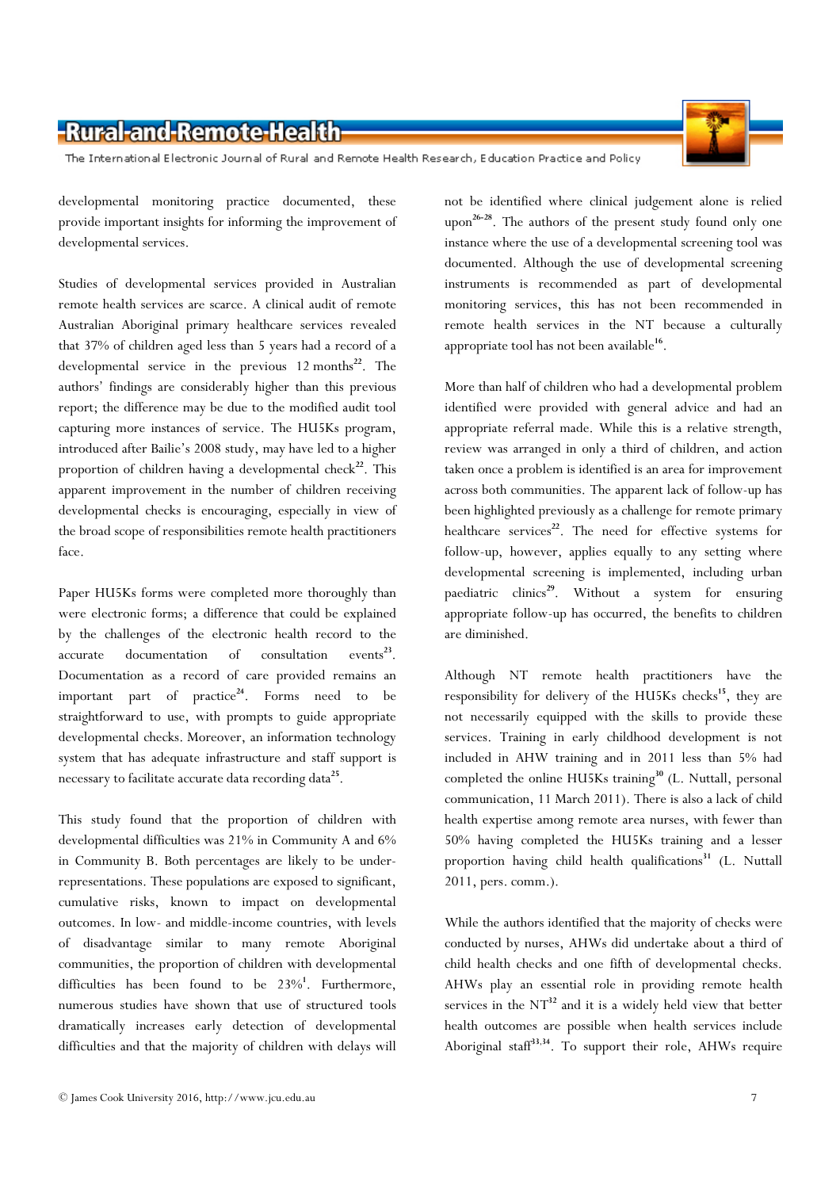developmental monitoring practice documented, these provide important insights for informing the improvement of developmental services.

Studies of developmental services provided in Australian remote health services are scarce. A clinical audit of remote Australian Aboriginal primary healthcare services revealed that 37% of children aged less than 5 years had a record of a developmental service in the previous 12 months[22]. The authors' findings are considerably higher than this previous report; the difference may be due to the modified audit tool capturing more instances of service. The HU5Ks program, introduced after Bailie's 2008 study, may have led to a higher proportion of children having a developmental check[22]. This apparent improvement in the number of children receiving developmental checks is encouraging, especially in view of the broad scope of responsibilities remote health practitioners face.

Paper HU5Ks forms were completed more thoroughly than were electronic forms; a difference that could be explained by the challenges of the electronic health record to the accurate documentation of consultation events[23]. Documentation as a record of care provided remains an important part of practice[24]. Forms need to be straightforward to use, with prompts to guide appropriate developmental checks. Moreover, an information technology system that has adequate infrastructure and staff support is necessary to facilitate accurate data recording data[25].

This study found that the proportion of children with developmental difficulties was 21% in Community A and 6% in Community B. Both percentages are likely to be under-representations. These populations are exposed to significant, cumulative risks, known to impact on developmental outcomes. In low- and middle-income countries, with levels of disadvantage similar to many remote Aboriginal communities, the proportion of children with developmental difficulties has been found to be 23%[1]. Furthermore, numerous studies have shown that use of structured tools dramatically increases early detection of developmental difficulties and that the majority of children with delays will not be identified where clinical judgement alone is relied upon[26-28]. The authors of the present study found only one instance where the use of a developmental screening tool was documented. Although the use of developmental screening instruments is recommended as part of developmental monitoring services, this has not been recommended in remote health services in the NT because a culturally appropriate tool has not been available[16].

More than half of children who had a developmental problem identified were provided with general advice and had an appropriate referral made. While this is a relative strength, review was arranged in only a third of children, and action taken once a problem is identified is an area for improvement across both communities. The apparent lack of follow-up has been highlighted previously as a challenge for remote primary healthcare services[22]. The need for effective systems for follow-up, however, applies equally to any setting where developmental screening is implemented, including urban paediatric clinics[29]. Without a system for ensuring appropriate follow-up has occurred, the benefits to children are diminished.

Although NT remote health practitioners have the responsibility for delivery of the HU5Ks checks[15], they are not necessarily equipped with the skills to provide these services. Training in early childhood development is not included in AHW training and in 2011 less than 5% had completed the online HU5Ks training[30] (L. Nuttall, personal communication, 11 March 2011). There is also a lack of child health expertise among remote area nurses, with fewer than 50% having completed the HU5Ks training and a lesser proportion having child health qualifications[31] (L. Nuttall 2011, pers. comm.).

While the authors identified that the majority of checks were conducted by nurses, AHWs did undertake about a third of child health checks and one fifth of developmental checks. AHWs play an essential role in providing remote health services in the NT[32] and it is a widely held view that better health outcomes are possible when health services include Aboriginal staff[33,34]. To support their role, AHWs require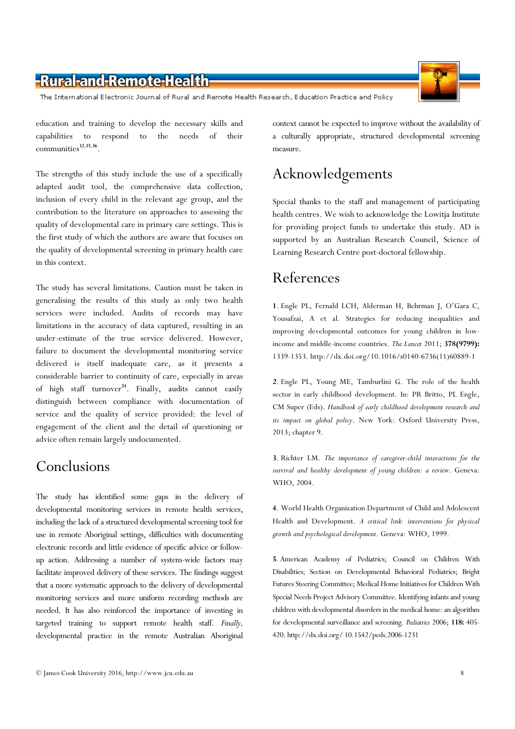education and training to develop the necessary skills and capabilities to respond to the needs of their communities[32,35,36].

The strengths of this study include the use of a specifically adapted audit tool, the comprehensive data collection, inclusion of every child in the relevant age group, and the contribution to the literature on approaches to assessing the quality of developmental care in primary care settings. This is the first study of which the authors are aware that focuses on the quality of developmental screening in primary health care in this context.

The study has several limitations. Caution must be taken in generalising the results of this study as only two health services were included. Audits of records may have limitations in the accuracy of data captured, resulting in an under-estimate of the true service delivered. However, failure to document the developmental monitoring service delivered is itself inadequate care, as it presents a considerable barrier to continuity of care, especially in areas of high staff turnover[24]. Finally, audits cannot easily distinguish between compliance with documentation of service and the quality of service provided: the level of engagement of the client and the detail of questioning or advice often remain largely undocumented.

# Conclusions

The study has identified some gaps in the delivery of developmental monitoring services in remote health services, including the lack of a structured developmental screening tool for use in remote Aboriginal settings, difficulties with documenting electronic records and little evidence of specific advice or follow-up action. Addressing a number of system-wide factors may facilitate improved delivery of these services. The findings suggest that a more systematic approach to the delivery of developmental monitoring services and more uniform recording methods are needed. It has also reinforced the importance of investing in targeted training to support remote health staff. *Finally,* developmental practice in the remote Australian Aboriginal context cannot be expected to improve without the availability of a culturally appropriate, structured developmental screening measure.

# Acknowledgements

Special thanks to the staff and management of participating health centres. We wish to acknowledge the Lowitja Institute for providing project funds to undertake this study. AD is supported by an Australian Research Council, Science of Learning Research Centre post-doctoral fellowship.

# References

**1**. Engle PL, Fernald LCH, Alderman H, Behrman J, O'Gara C, Yousafzai, A et al. Strategies for reducing inequalities and improving developmental outcomes for young children in low-income and middle-income countries. *The Lancet* 2011; **378(9799):** 1339-1353. http://dx.doi.org/10.1016/s0140-6736(11)60889-1

**2**. Engle PL, Young ME, Tamburlini G. The role of the health sector in early childhood development. In: PR Britto, PL Engle, CM Super (Eds). *Handbook of early childhood development research and its impact on global policy*. New York: Oxford University Press, 2013; chapter 9.

**3**. Richter LM. *The importance of caregiver-child interactions for the survival and healthy development of young children: a review*. Geneva: WHO, 2004.

**4**. World Health Organization Department of Child and Adolescent Health and Development. *A critical link: interventions for physical growth and psychological development*. Geneva: WHO, 1999.

**5**. American Academy of Pediatrics; Council on Children With Disabilities; Section on Developmental Behavioral Pediatrics; Bright Futures Steering Committee; Medical Home Initiatives for Children With Special Needs Project Advisory Committee. Identifying infants and young children with developmental disorders in the medical home: an algorithm for developmental surveillance and screening. *Pediatrics* 2006; **118:** 405-420. http://dx.doi.org/ 10.1542/peds.2006-1231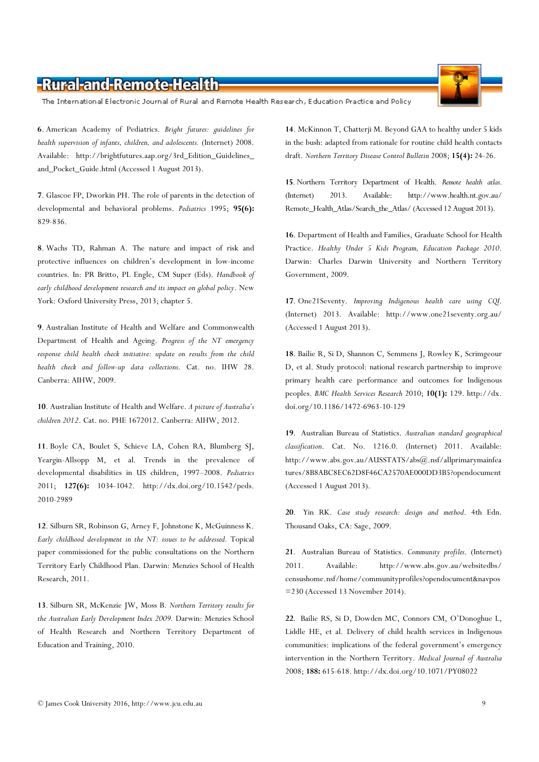**6**. American Academy of Pediatrics. *Bright futures: guidelines for health supervision of infants, children, and adolescents.* (Internet) 2008. Available: http://brightfutures.aap.org/3rd_Edition_Guidelines_and_Pocket_Guide.html (Accessed 1 August 2013).

**7**. Glascoe FP, Dworkin PH. The role of parents in the detection of developmental and behavioral problems. *Pediatrics* 1995; **95(6):** 829-836.

**8**. Wachs TD, Rahman A. The nature and impact of risk and protective influences on children's development in low-income countries. In: PR Britto, PL Engle, CM Super (Eds). *Handbook of early childhood development research and its impact on global policy*. New York: Oxford University Press, 2013; chapter 5.

**9**. Australian Institute of Health and Welfare and Commonwealth Department of Health and Ageing. *Progress of the NT emergency response child health check initiative: update on results from the child health check and follow-up data collections*. Cat. no. IHW 28. Canberra: AIHW, 2009.

**10**. Australian Institute of Health and Welfare. *A picture of Australia's children 2012*. Cat. no. PHE 1672012. Canberra: AIHW, 2012.

**11**. Boyle CA, Boulet S, Schieve LA, Cohen RA, Blumberg SJ, Yeargin-Allsopp M, et al. Trends in the prevalence of developmental disabilities in US children, 1997–2008. *Pediatrics* 2011; **127(6):** 1034-1042. http://dx.doi.org/10.1542/peds.2010-2989

**12**. Silburn SR, Robinson G, Arney F, Johnstone K, McGuinness K. *Early childhood development in the NT: issues to be addressed.* Topical paper commissioned for the public consultations on the Northern Territory Early Childhood Plan. Darwin: Menzies School of Health Research, 2011.

**13**. Silburn SR, McKenzie JW, Moss B. *Northern Territory results for the Australian Early Development Index 2009.* Darwin: Menzies School of Health Research and Northern Territory Department of Education and Training, 2010.

**14**. McKinnon T, Chatterji M. Beyond GAA to healthy under 5 kids in the bush: adapted from rationale for routine child health contacts draft. *Northern Territory Disease Control Bulletin* 2008; **15(4):** 24-26.

**15**. Northern Territory Department of Health. *Remote health atlas*. (Internet) 2013. Available: http://www.health.nt.gov.au/Remote_Health_Atlas/Search_the_Atlas/ (Accessed 12 August 2013).

**16**. Department of Health and Families, Graduate School for Health Practice. *Healthy Under 5 Kids Program, Education Package 2010*. Darwin: Charles Darwin University and Northern Territory Government, 2009.

**17**. One21Seventy. *Improving Indigenous health care using CQI*. (Internet) 2013. Available: http://www.one21seventy.org.au/ (Accessed 1 August 2013).

**18**. Bailie R, Si D, Shannon C, Semmens J, Rowley K, Scrimgeour D, et al. Study protocol: national research partnership to improve primary health care performance and outcomes for Indigenous peoples. *BMC Health Services Research* 2010; **10(1):** 129. http://dx.doi.org/10.1186/1472-6963-10-129

**19**. Australian Bureau of Statistics. *Australian standard geographical classification*. Cat. No. 1216.0. (Internet) 2011. Available: http://www.abs.gov.au/AUSSTATS/abs@.nsf/allprimarymainfeatures/8B8ABC8EC62D8F46CA2570AE000DD3B5?opendocument (Accessed 1 August 2013).

**20**. Yin RK. *Case study research: design and method*. 4th Edn. Thousand Oaks, CA: Sage, 2009.

**21**. Australian Bureau of Statistics. *Community profiles*. (Internet) 2011. Available: http://www.abs.gov.au/websitedbs/censushome.nsf/home/communityprofiles?opendocument&navpos=230 (Accessed 13 November 2014).

**22**. Bailie RS, Si D, Dowden MC, Connors CM, O'Donoghue L, Liddle HE, et al. Delivery of child health services in Indigenous communities: implications of the federal government's emergency intervention in the Northern Territory. *Medical Journal of Australia* 2008; **188:** 615-618. http://dx.doi.org/10.1071/PY08022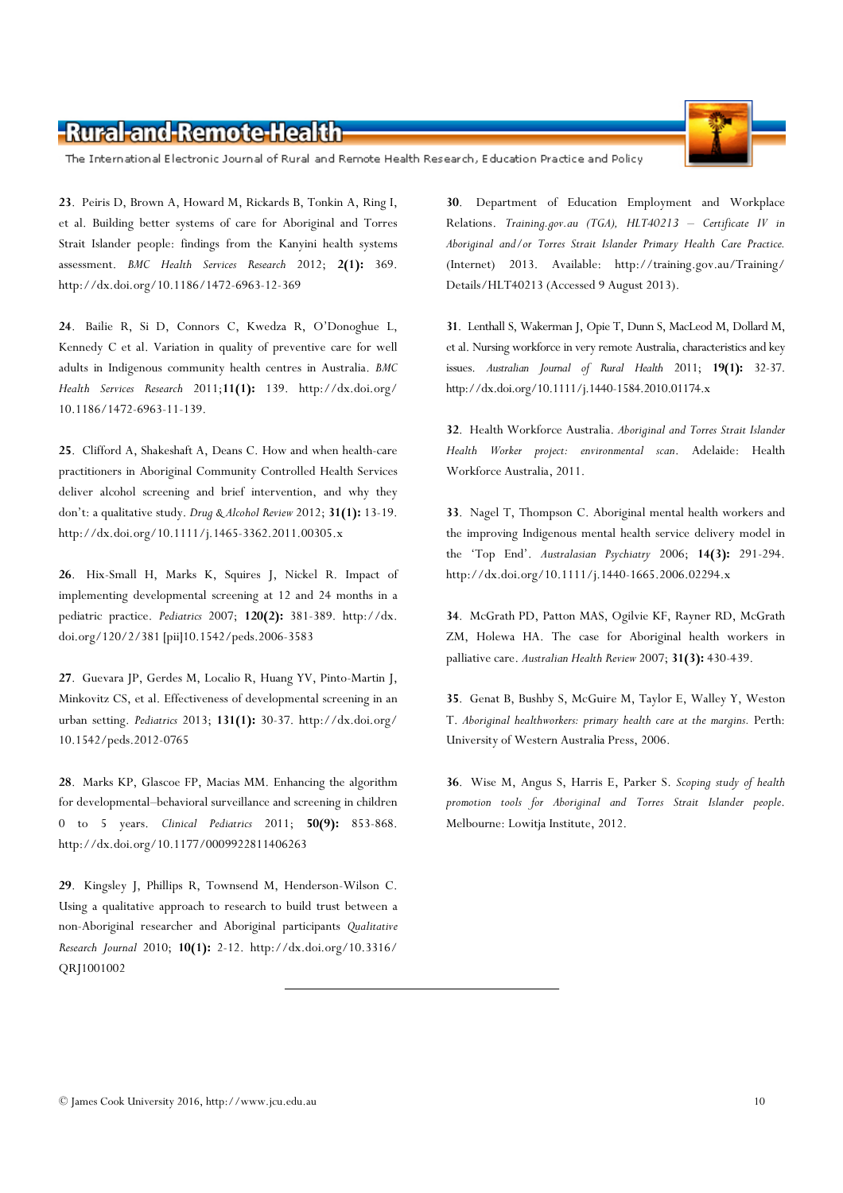**23**. Peiris D, Brown A, Howard M, Rickards B, Tonkin A, Ring I, et al. Building better systems of care for Aboriginal and Torres Strait Islander people: findings from the Kanyini health systems assessment. *BMC Health Services Research* 2012; **2(1):** 369. http://dx.doi.org/10.1186/1472-6963-12-369

**24**. Bailie R, Si D, Connors C, Kwedza R, O'Donoghue L, Kennedy C et al. Variation in quality of preventive care for well adults in Indigenous community health centres in Australia. *BMC Health Services Research* 2011;**11(1):** 139. http://dx.doi.org/10.1186/1472-6963-11-139.

**25**. Clifford A, Shakeshaft A, Deans C. How and when health-care practitioners in Aboriginal Community Controlled Health Services deliver alcohol screening and brief intervention, and why they don't: a qualitative study. *Drug & Alcohol Review* 2012; **31(1):** 13-19. http://dx.doi.org/10.1111/j.1465-3362.2011.00305.x

**26**. Hix-Small H, Marks K, Squires J, Nickel R. Impact of implementing developmental screening at 12 and 24 months in a pediatric practice. *Pediatrics* 2007; **120(2):** 381-389. http://dx.doi.org/120/2/381 [pii]10.1542/peds.2006-3583

**27**. Guevara JP, Gerdes M, Localio R, Huang YV, Pinto-Martin J, Minkovitz CS, et al. Effectiveness of developmental screening in an urban setting. *Pediatrics* 2013; **131(1):** 30-37. http://dx.doi.org/10.1542/peds.2012-0765

**28**. Marks KP, Glascoe FP, Macias MM. Enhancing the algorithm for developmental–behavioral surveillance and screening in children 0 to 5 years. *Clinical Pediatrics* 2011; **50(9):** 853-868. http://dx.doi.org/10.1177/0009922811406263

**29**. Kingsley J, Phillips R, Townsend M, Henderson-Wilson C. Using a qualitative approach to research to build trust between a non-Aboriginal researcher and Aboriginal participants *Qualitative Research Journal* 2010; **10(1):** 2-12. http://dx.doi.org/10.3316/QRJ1001002

**30**. Department of Education Employment and Workplace Relations. *Training.gov.au (TGA), HLT40213 – Certificate IV in Aboriginal and/or Torres Strait Islander Primary Health Care Practice.* (Internet) 2013. Available: http://training.gov.au/Training/Details/HLT40213 (Accessed 9 August 2013).

**31**. Lenthall S, Wakerman J, Opie T, Dunn S, MacLeod M, Dollard M, et al. Nursing workforce in very remote Australia, characteristics and key issues. *Australian Journal of Rural Health* 2011; **19(1):** 32-37. http://dx.doi.org/10.1111/j.1440-1584.2010.01174.x

**32**. Health Workforce Australia. *Aboriginal and Torres Strait Islander Health Worker project: environmental scan*. Adelaide: Health Workforce Australia, 2011.

**33**. Nagel T, Thompson C. Aboriginal mental health workers and the improving Indigenous mental health service delivery model in the 'Top End'. *Australasian Psychiatry* 2006; **14(3):** 291-294. http://dx.doi.org/10.1111/j.1440-1665.2006.02294.x

**34**. McGrath PD, Patton MAS, Ogilvie KF, Rayner RD, McGrath ZM, Holewa HA. The case for Aboriginal health workers in palliative care. *Australian Health Review* 2007; **31(3):** 430-439.

**35**. Genat B, Bushby S, McGuire M, Taylor E, Walley Y, Weston T. *Aboriginal healthworkers: primary health care at the margins.* Perth: University of Western Australia Press, 2006.

**36**. Wise M, Angus S, Harris E, Parker S. *Scoping study of health promotion tools for Aboriginal and Torres Strait Islander people*. Melbourne: Lowitja Institute, 2012.